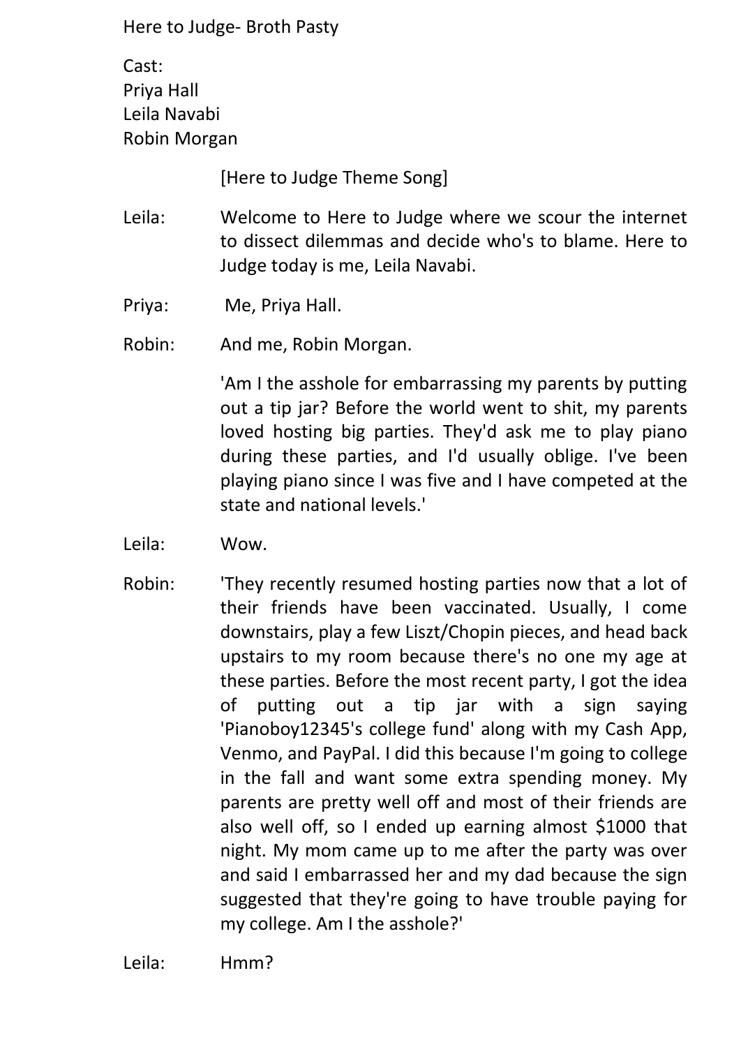Here to Judge- Broth Pasty

Cast:
Priya Hall
Leila Navabi
Robin Morgan

[Here to Judge Theme Song]

Leila: Welcome to Here to Judge where we scour the internet to dissect dilemmas and decide who's to blame. Here to Judge today is me, Leila Navabi.

Priya: Me, Priya Hall.

Robin: And me, Robin Morgan.

'Am I the asshole for embarrassing my parents by putting out a tip jar? Before the world went to shit, my parents loved hosting big parties. They'd ask me to play piano during these parties, and I'd usually oblige. I've been playing piano since I was five and I have competed at the state and national levels.'

Leila: Wow.

Robin: 'They recently resumed hosting parties now that a lot of their friends have been vaccinated. Usually, I come downstairs, play a few Liszt/Chopin pieces, and head back upstairs to my room because there's no one my age at these parties. Before the most recent party, I got the idea of putting out a tip jar with a sign saying 'Pianoboy12345's college fund' along with my Cash App, Venmo, and PayPal. I did this because I'm going to college in the fall and want some extra spending money. My parents are pretty well off and most of their friends are also well off, so I ended up earning almost $1000 that night. My mom came up to me after the party was over and said I embarrassed her and my dad because the sign suggested that they're going to have trouble paying for my college. Am I the asshole?'

Leila: Hmm?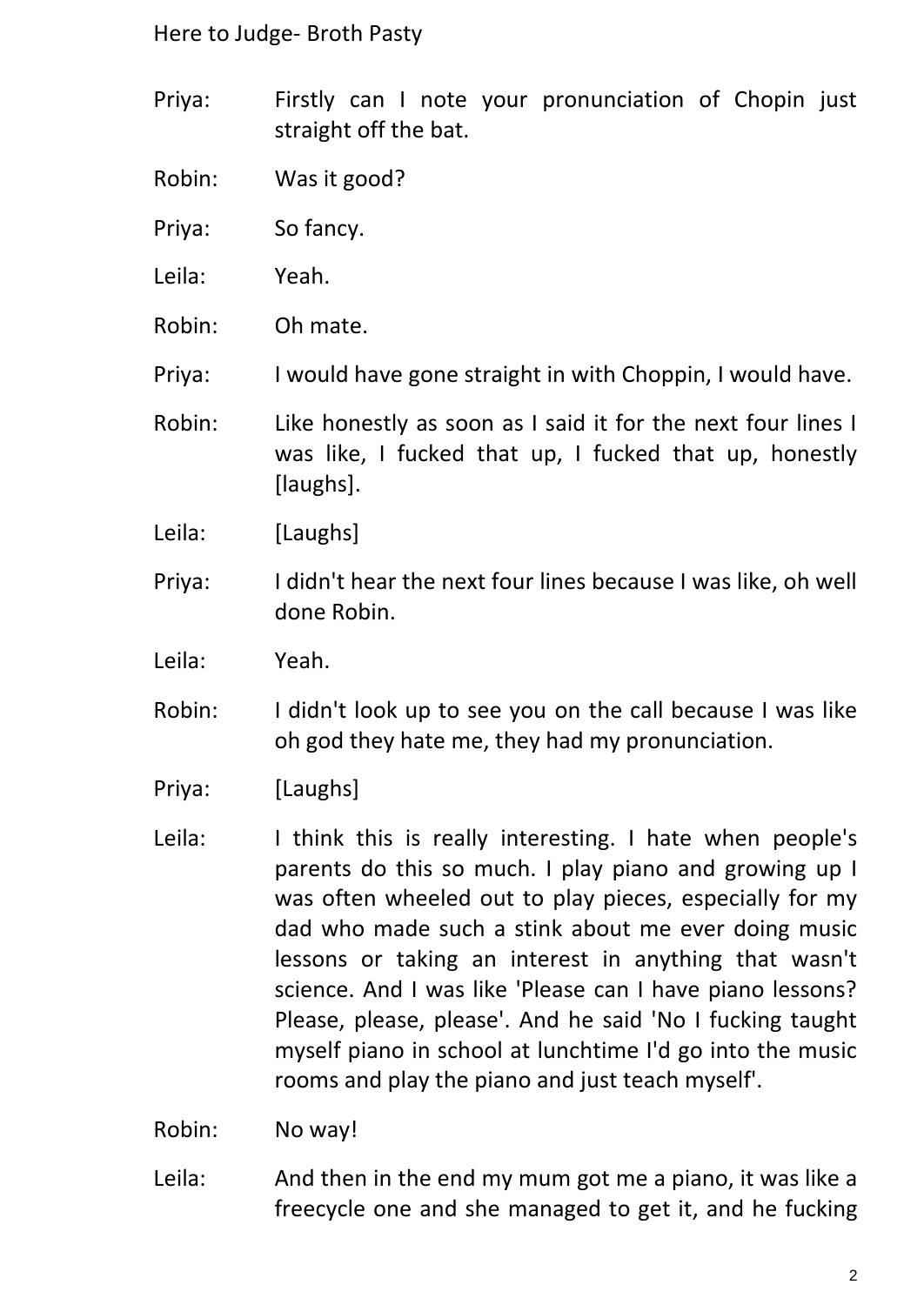Priya: Firstly can I note your pronunciation of Chopin just straight off the bat.

Robin: Was it good?

Priya: So fancy.

Leila: Yeah.

Robin: Oh mate.

Priya: I would have gone straight in with Choppin, I would have.

Robin: Like honestly as soon as I said it for the next four lines I was like, I fucked that up, I fucked that up, honestly [laughs].

Leila: [Laughs]

Priya: I didn't hear the next four lines because I was like, oh well done Robin.

Leila: Yeah.

Robin: I didn't look up to see you on the call because I was like oh god they hate me, they had my pronunciation.

Priya: [Laughs]

Leila: I think this is really interesting. I hate when people's parents do this so much. I play piano and growing up I was often wheeled out to play pieces, especially for my dad who made such a stink about me ever doing music lessons or taking an interest in anything that wasn't science. And I was like 'Please can I have piano lessons? Please, please, please'. And he said 'No I fucking taught myself piano in school at lunchtime I'd go into the music rooms and play the piano and just teach myself'.

Robin: No way!

Leila: And then in the end my mum got me a piano, it was like a freecycle one and she managed to get it, and he fucking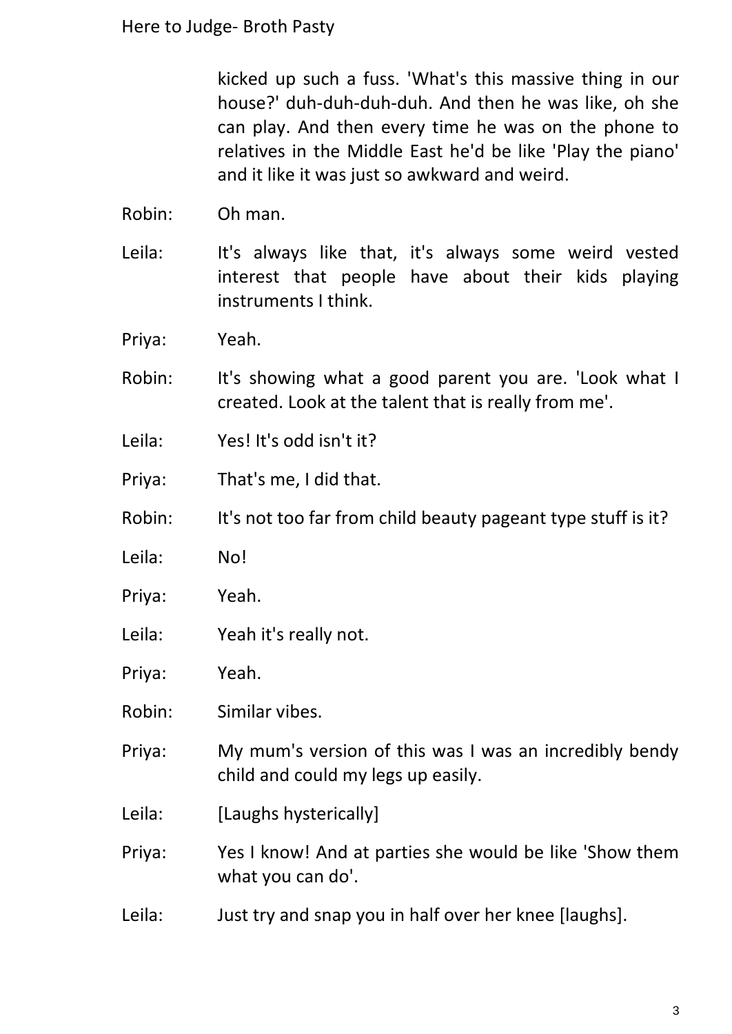kicked up such a fuss. 'What's this massive thing in our house?' duh-duh-duh-duh. And then he was like, oh she can play. And then every time he was on the phone to relatives in the Middle East he'd be like 'Play the piano' and it like it was just so awkward and weird.

Robin: Oh man.

Leila: It's always like that, it's always some weird vested interest that people have about their kids playing instruments I think.

Priya: Yeah.

Robin: It's showing what a good parent you are. 'Look what I created. Look at the talent that is really from me'.

Leila: Yes! It's odd isn't it?

Priya: That's me, I did that.

Robin: It's not too far from child beauty pageant type stuff is it?

Leila: No!

Priya: Yeah.

Leila: Yeah it's really not.

Priya: Yeah.

Robin: Similar vibes.

Priya: My mum's version of this was I was an incredibly bendy child and could my legs up easily.

Leila: [Laughs hysterically]

Priya: Yes I know! And at parties she would be like 'Show them what you can do'.

Leila: Just try and snap you in half over her knee [laughs].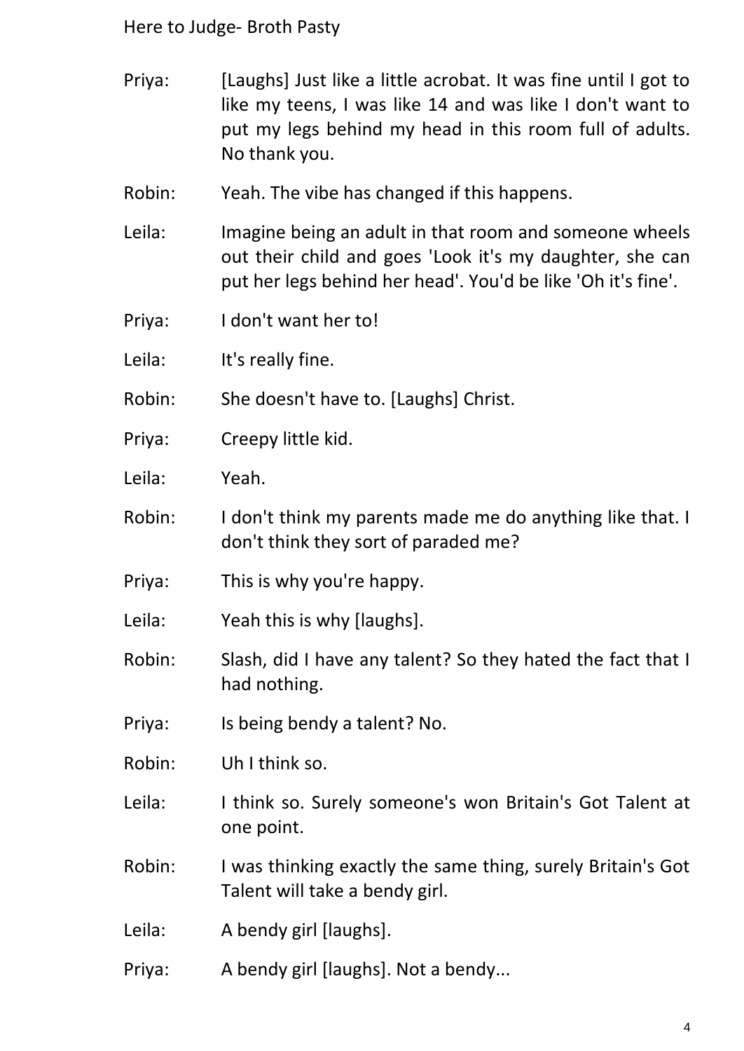Priya: [Laughs] Just like a little acrobat. It was fine until I got to like my teens, I was like 14 and was like I don't want to put my legs behind my head in this room full of adults. No thank you.

Robin: Yeah. The vibe has changed if this happens.

Leila: Imagine being an adult in that room and someone wheels out their child and goes 'Look it's my daughter, she can put her legs behind her head'. You'd be like 'Oh it's fine'.

Priya: I don't want her to!

Leila: It's really fine.

Robin: She doesn't have to. [Laughs] Christ.

Priya: Creepy little kid.

Leila: Yeah.

Robin: I don't think my parents made me do anything like that. I don't think they sort of paraded me?

Priya: This is why you're happy.

Leila: Yeah this is why [laughs].

Robin: Slash, did I have any talent? So they hated the fact that I had nothing.

Priya: Is being bendy a talent? No.

Robin: Uh I think so.

Leila: I think so. Surely someone's won Britain's Got Talent at one point.

Robin: I was thinking exactly the same thing, surely Britain's Got Talent will take a bendy girl.

Leila: A bendy girl [laughs].

Priya: A bendy girl [laughs]. Not a bendy...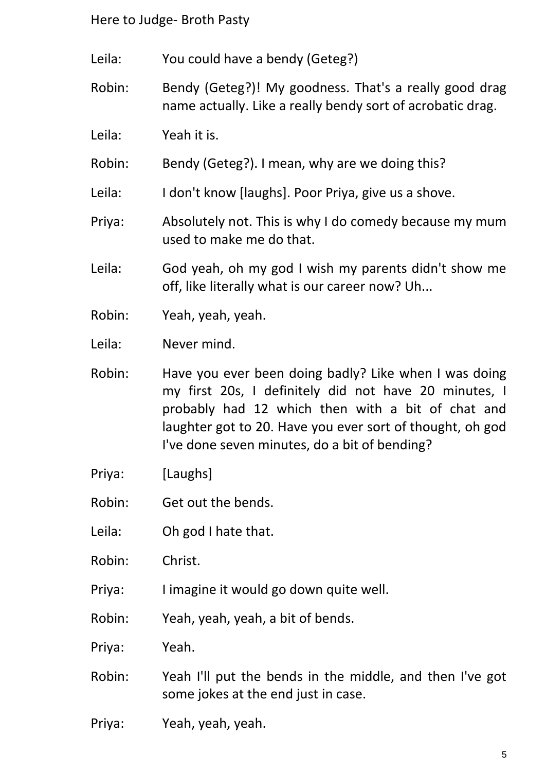Leila: You could have a bendy (Geteg?)

Robin: Bendy (Geteg?)! My goodness. That's a really good drag name actually. Like a really bendy sort of acrobatic drag.

Leila: Yeah it is.

Robin: Bendy (Geteg?). I mean, why are we doing this?

Leila: I don't know [laughs]. Poor Priya, give us a shove.

Priya: Absolutely not. This is why I do comedy because my mum used to make me do that.

Leila: God yeah, oh my god I wish my parents didn't show me off, like literally what is our career now? Uh...

Robin: Yeah, yeah, yeah.

Leila: Never mind.

Robin: Have you ever been doing badly? Like when I was doing my first 20s, I definitely did not have 20 minutes, I probably had 12 which then with a bit of chat and laughter got to 20. Have you ever sort of thought, oh god I've done seven minutes, do a bit of bending?

Priya: [Laughs]

Robin: Get out the bends.

Leila: Oh god I hate that.

Robin: Christ.

Priya: I imagine it would go down quite well.

Robin: Yeah, yeah, yeah, a bit of bends.

Priya: Yeah.

Robin: Yeah I'll put the bends in the middle, and then I've got some jokes at the end just in case.

Priya: Yeah, yeah, yeah.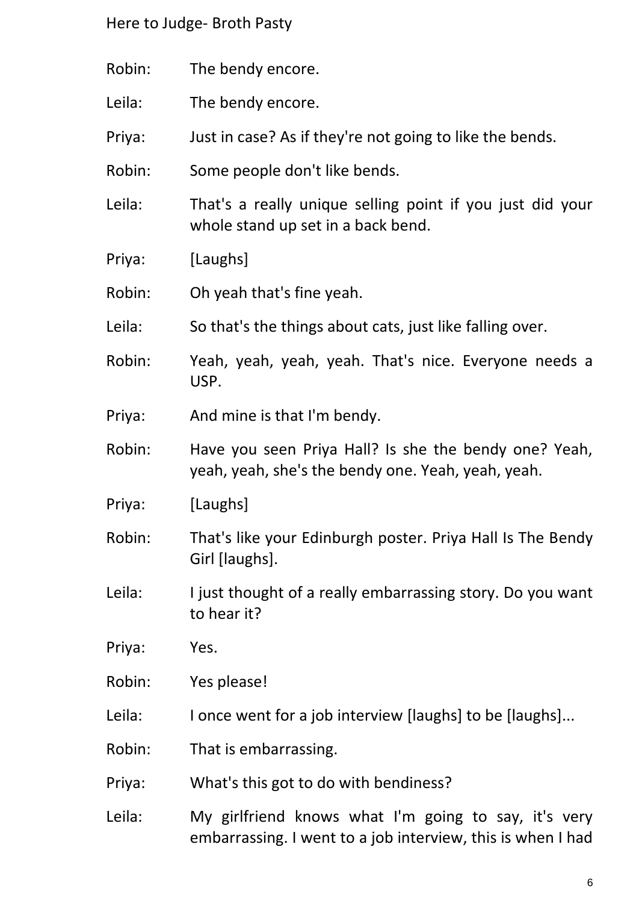Robin: The bendy encore.

Leila: The bendy encore.

Priya: Just in case? As if they're not going to like the bends.

Robin: Some people don't like bends.

Leila: That's a really unique selling point if you just did your whole stand up set in a back bend.

Priya: [Laughs]

Robin: Oh yeah that's fine yeah.

Leila: So that's the things about cats, just like falling over.

Robin: Yeah, yeah, yeah, yeah. That's nice. Everyone needs a USP.

Priya: And mine is that I'm bendy.

Robin: Have you seen Priya Hall? Is she the bendy one? Yeah, yeah, yeah, she's the bendy one. Yeah, yeah, yeah.

Priya: [Laughs]

Robin: That's like your Edinburgh poster. Priya Hall Is The Bendy Girl [laughs].

Leila: I just thought of a really embarrassing story. Do you want to hear it?

Priya: Yes.

Robin: Yes please!

Leila: I once went for a job interview [laughs] to be [laughs]...

Robin: That is embarrassing.

Priya: What's this got to do with bendiness?

Leila: My girlfriend knows what I'm going to say, it's very embarrassing. I went to a job interview, this is when I had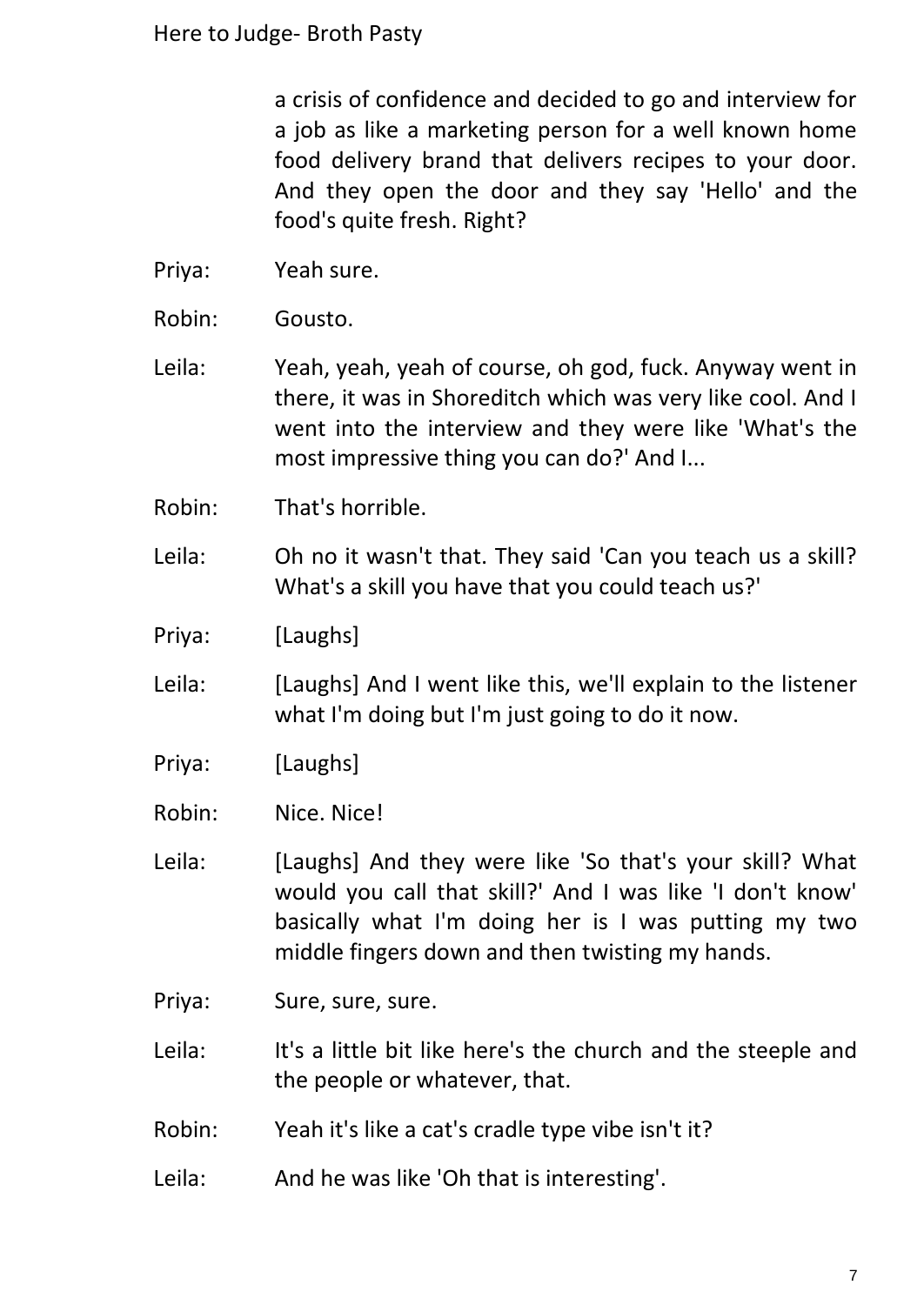a crisis of confidence and decided to go and interview for a job as like a marketing person for a well known home food delivery brand that delivers recipes to your door. And they open the door and they say 'Hello' and the food's quite fresh. Right?

Priya: Yeah sure.

Robin: Gousto.

Leila: Yeah, yeah, yeah of course, oh god, fuck. Anyway went in there, it was in Shoreditch which was very like cool. And I went into the interview and they were like 'What's the most impressive thing you can do?' And I...

Robin: That's horrible.

Leila: Oh no it wasn't that. They said 'Can you teach us a skill? What's a skill you have that you could teach us?'

Priya: [Laughs]

Leila: [Laughs] And I went like this, we'll explain to the listener what I'm doing but I'm just going to do it now.

Priya: [Laughs]

Robin: Nice. Nice!

Leila: [Laughs] And they were like 'So that's your skill? What would you call that skill?' And I was like 'I don't know' basically what I'm doing her is I was putting my two middle fingers down and then twisting my hands.

Priya: Sure, sure, sure.

Leila: It's a little bit like here's the church and the steeple and the people or whatever, that.

Robin: Yeah it's like a cat's cradle type vibe isn't it?

Leila: And he was like 'Oh that is interesting'.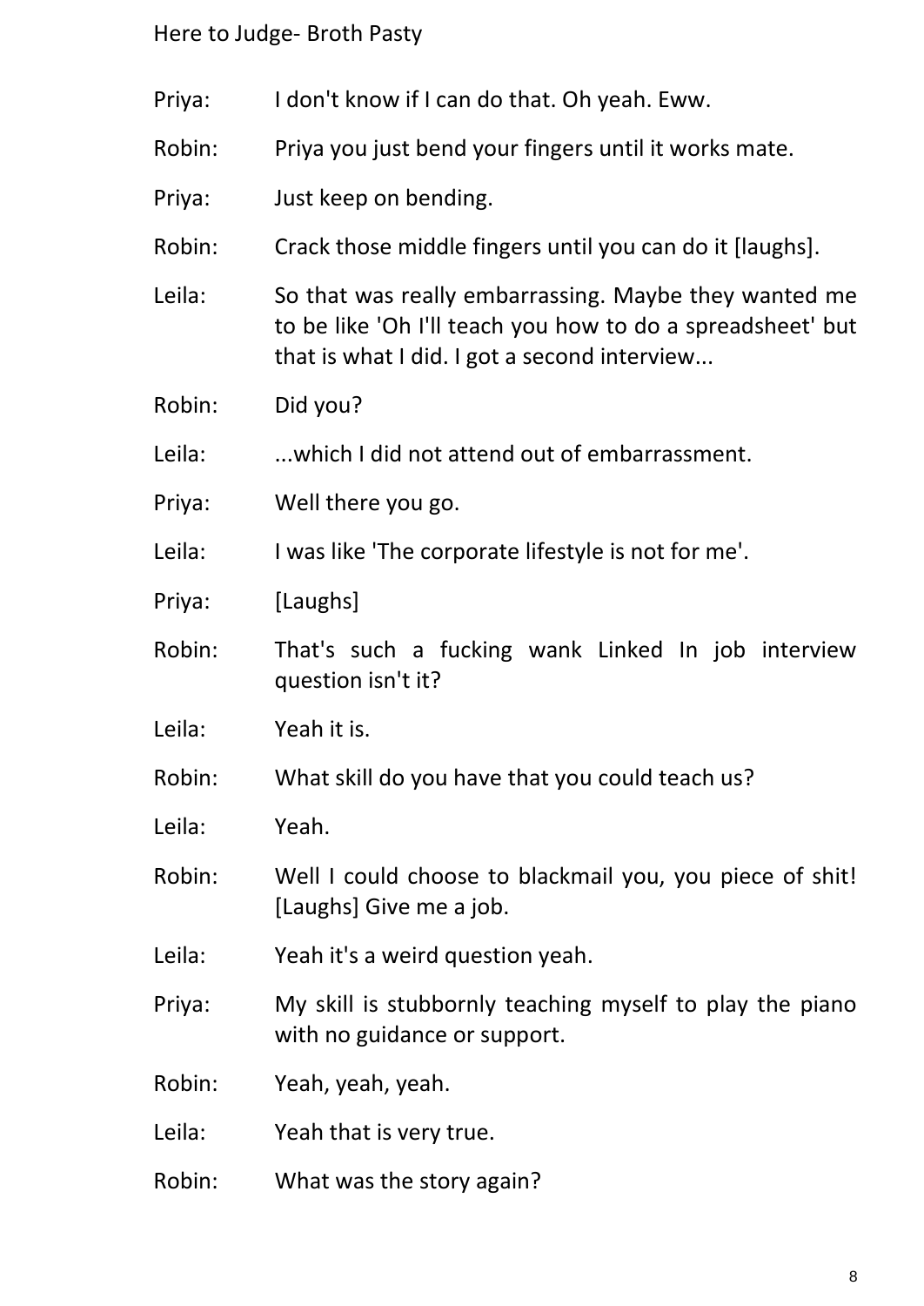Priya: I don't know if I can do that. Oh yeah. Eww.

Robin: Priya you just bend your fingers until it works mate.

Priya: Just keep on bending.

Robin: Crack those middle fingers until you can do it [laughs].

Leila: So that was really embarrassing. Maybe they wanted me to be like 'Oh I'll teach you how to do a spreadsheet' but that is what I did. I got a second interview...

Robin: Did you?

Leila: ...which I did not attend out of embarrassment.

Priya: Well there you go.

Leila: I was like 'The corporate lifestyle is not for me'.

Priya: [Laughs]

Robin: That's such a fucking wank Linked In job interview question isn't it?

Leila: Yeah it is.

Robin: What skill do you have that you could teach us?

Leila: Yeah.

Robin: Well I could choose to blackmail you, you piece of shit! [Laughs] Give me a job.

Leila: Yeah it's a weird question yeah.

Priya: My skill is stubbornly teaching myself to play the piano with no guidance or support.

Robin: Yeah, yeah, yeah.

Leila: Yeah that is very true.

Robin: What was the story again?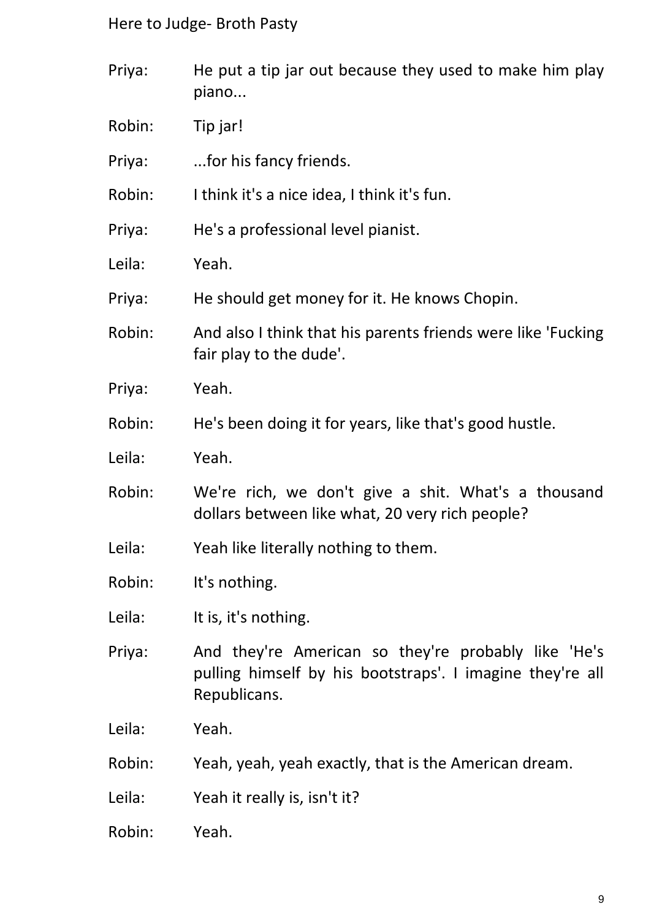Priya: He put a tip jar out because they used to make him play piano...

Robin: Tip jar!

Priya: ...for his fancy friends.

Robin: I think it's a nice idea, I think it's fun.

Priya: He's a professional level pianist.

Leila: Yeah.

Priya: He should get money for it. He knows Chopin.

Robin: And also I think that his parents friends were like 'Fucking fair play to the dude'.

Priya: Yeah.

Robin: He's been doing it for years, like that's good hustle.

Leila: Yeah.

Robin: We're rich, we don't give a shit. What's a thousand dollars between like what, 20 very rich people?

Leila: Yeah like literally nothing to them.

Robin: It's nothing.

Leila: It is, it's nothing.

Priya: And they're American so they're probably like 'He's pulling himself by his bootstraps'. I imagine they're all Republicans.

Leila: Yeah.

Robin: Yeah, yeah, yeah exactly, that is the American dream.

Leila: Yeah it really is, isn't it?

Robin: Yeah.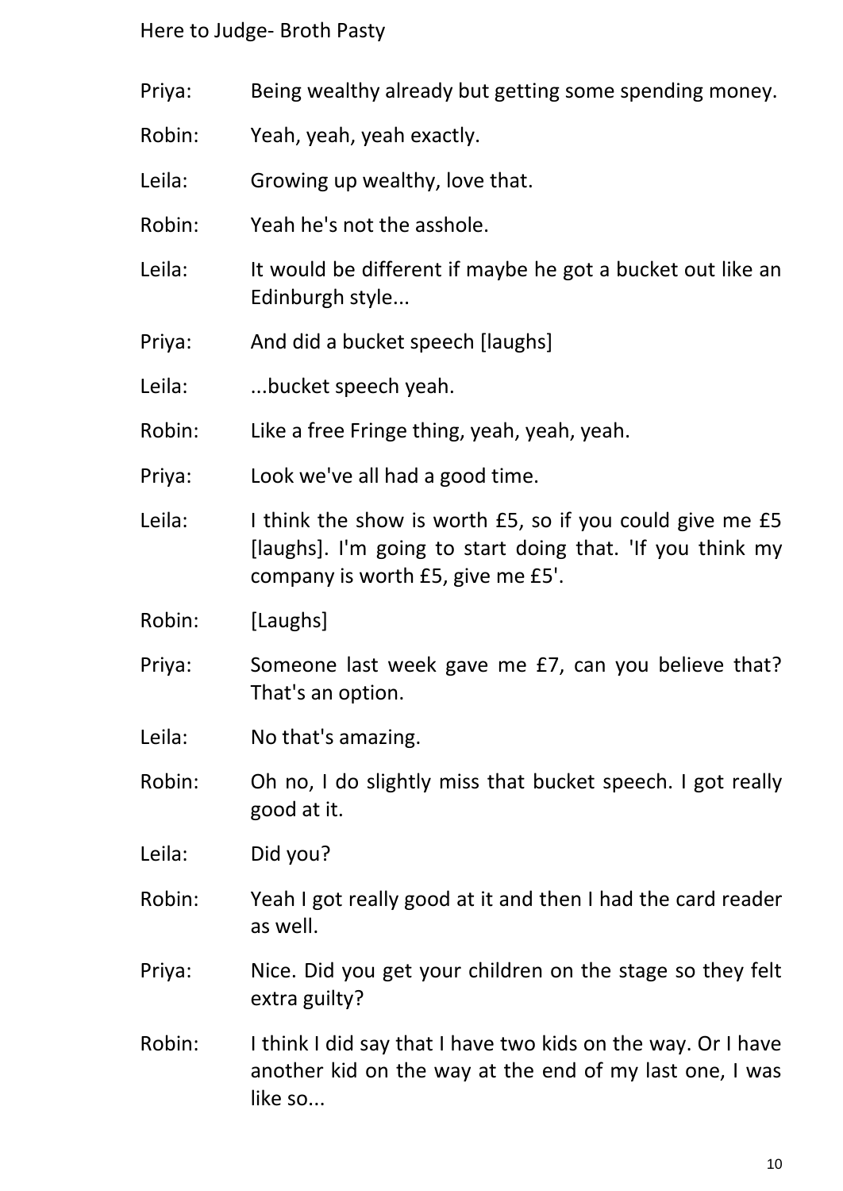Priya: Being wealthy already but getting some spending money.

Robin: Yeah, yeah, yeah exactly.

Leila: Growing up wealthy, love that.

Robin: Yeah he's not the asshole.

Leila: It would be different if maybe he got a bucket out like an Edinburgh style...

Priya: And did a bucket speech [laughs]

Leila: ...bucket speech yeah.

Robin: Like a free Fringe thing, yeah, yeah, yeah.

Priya: Look we've all had a good time.

Leila: I think the show is worth £5, so if you could give me £5 [laughs]. I'm going to start doing that. 'If you think my company is worth £5, give me £5'.

Robin: [Laughs]

Priya: Someone last week gave me £7, can you believe that? That's an option.

Leila: No that's amazing.

Robin: Oh no, I do slightly miss that bucket speech. I got really good at it.

Leila: Did you?

Robin: Yeah I got really good at it and then I had the card reader as well.

Priya: Nice. Did you get your children on the stage so they felt extra guilty?

Robin: I think I did say that I have two kids on the way. Or I have another kid on the way at the end of my last one, I was like so...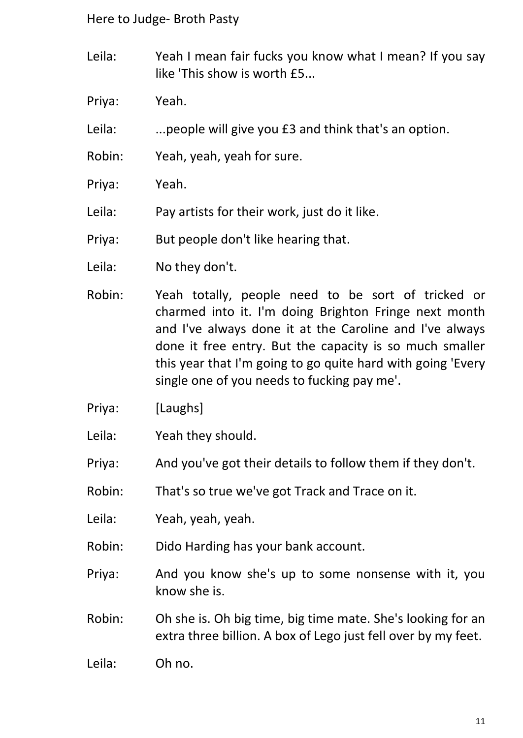Leila: Yeah I mean fair fucks you know what I mean? If you say like 'This show is worth £5...

Priya: Yeah.

Leila: ...people will give you £3 and think that's an option.

Robin: Yeah, yeah, yeah for sure.

Priya: Yeah.

Leila: Pay artists for their work, just do it like.

Priya: But people don't like hearing that.

Leila: No they don't.

Robin: Yeah totally, people need to be sort of tricked or charmed into it. I'm doing Brighton Fringe next month and I've always done it at the Caroline and I've always done it free entry. But the capacity is so much smaller this year that I'm going to go quite hard with going 'Every single one of you needs to fucking pay me'.

Priya: [Laughs]

Leila: Yeah they should.

Priya: And you've got their details to follow them if they don't.

Robin: That's so true we've got Track and Trace on it.

Leila: Yeah, yeah, yeah.

Robin: Dido Harding has your bank account.

Priya: And you know she's up to some nonsense with it, you know she is.

Robin: Oh she is. Oh big time, big time mate. She's looking for an extra three billion. A box of Lego just fell over by my feet.

Leila: Oh no.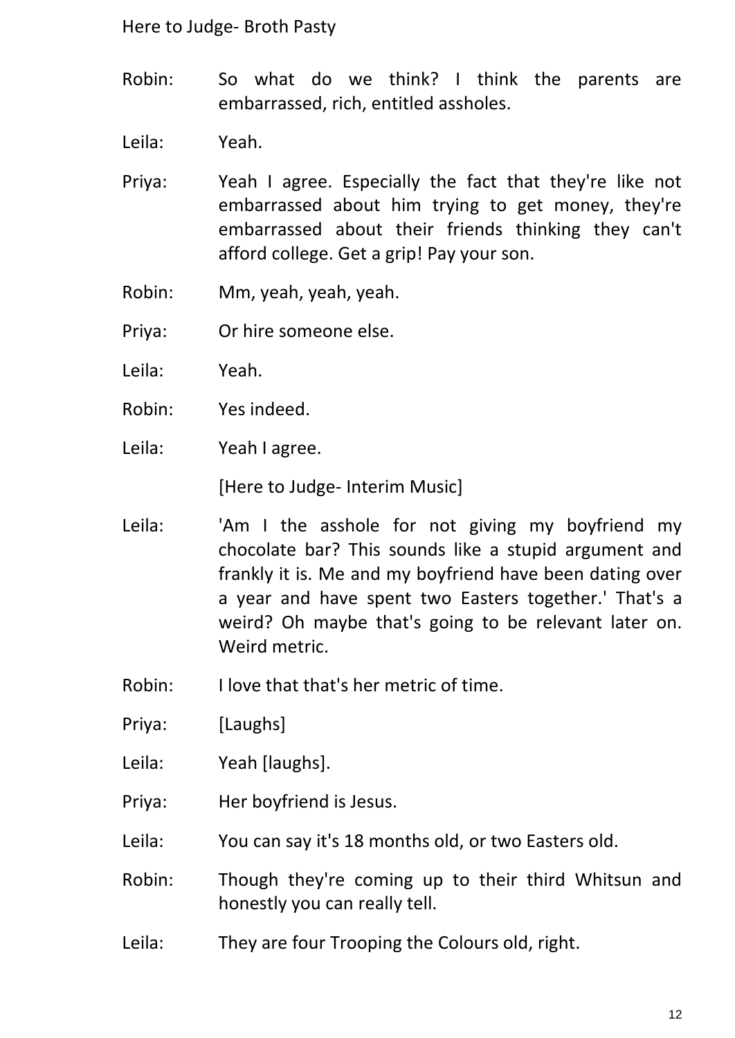Robin: So what do we think? I think the parents are embarrassed, rich, entitled assholes.

Leila: Yeah.

Priya: Yeah I agree. Especially the fact that they're like not embarrassed about him trying to get money, they're embarrassed about their friends thinking they can't afford college. Get a grip! Pay your son.

Robin: Mm, yeah, yeah, yeah.

Priya: Or hire someone else.

Leila: Yeah.

Robin: Yes indeed.

Leila: Yeah I agree.

[Here to Judge- Interim Music]

Leila: 'Am I the asshole for not giving my boyfriend my chocolate bar? This sounds like a stupid argument and frankly it is. Me and my boyfriend have been dating over a year and have spent two Easters together.' That's a weird? Oh maybe that's going to be relevant later on. Weird metric.

Robin: I love that that's her metric of time.

Priya: [Laughs]

Leila: Yeah [laughs].

Priya: Her boyfriend is Jesus.

Leila: You can say it's 18 months old, or two Easters old.

Robin: Though they're coming up to their third Whitsun and honestly you can really tell.

Leila: They are four Trooping the Colours old, right.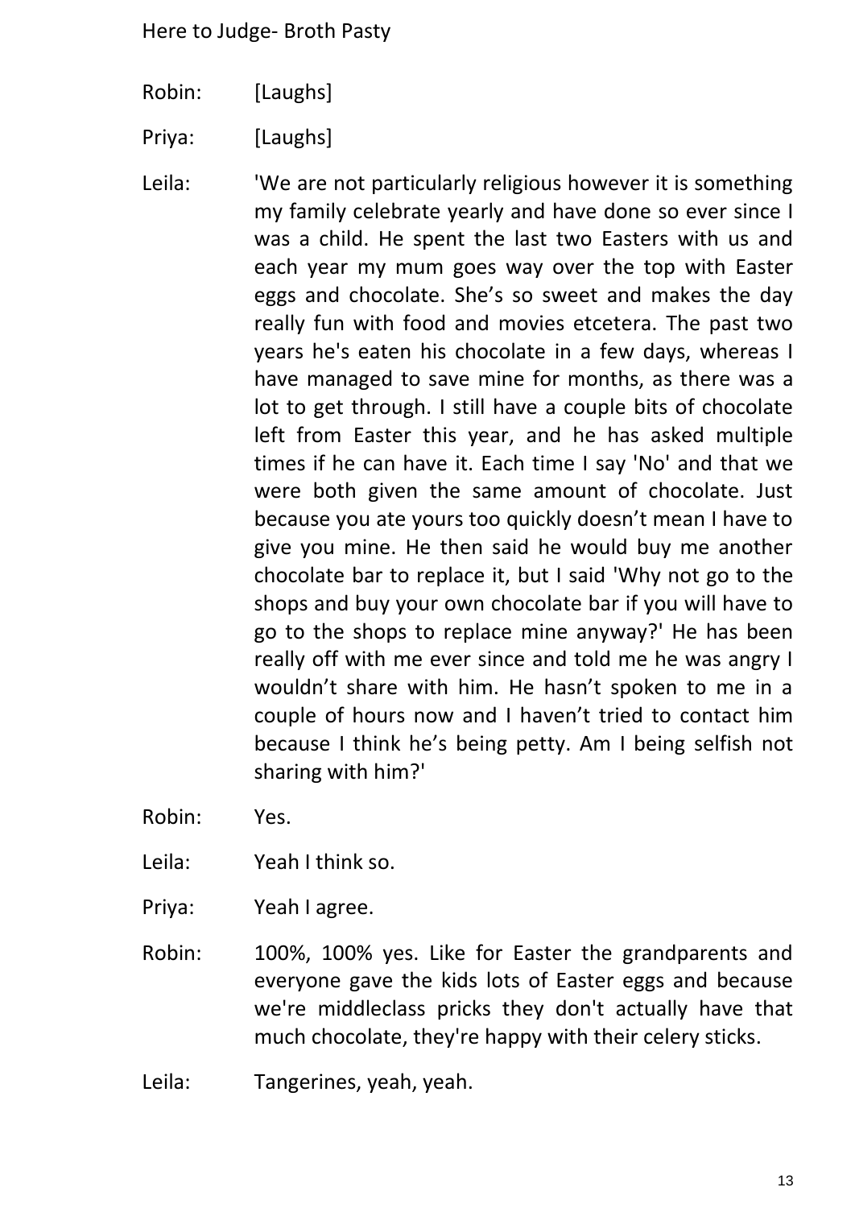Robin: [Laughs]

Priya: [Laughs]

Leila: 'We are not particularly religious however it is something my family celebrate yearly and have done so ever since I was a child. He spent the last two Easters with us and each year my mum goes way over the top with Easter eggs and chocolate. She's so sweet and makes the day really fun with food and movies etcetera. The past two years he's eaten his chocolate in a few days, whereas I have managed to save mine for months, as there was a lot to get through. I still have a couple bits of chocolate left from Easter this year, and he has asked multiple times if he can have it. Each time I say 'No' and that we were both given the same amount of chocolate. Just because you ate yours too quickly doesn't mean I have to give you mine. He then said he would buy me another chocolate bar to replace it, but I said 'Why not go to the shops and buy your own chocolate bar if you will have to go to the shops to replace mine anyway?' He has been really off with me ever since and told me he was angry I wouldn't share with him. He hasn't spoken to me in a couple of hours now and I haven't tried to contact him because I think he's being petty. Am I being selfish not sharing with him?'

Robin: Yes.

Leila: Yeah I think so.

Priya: Yeah I agree.

Robin: 100%, 100% yes. Like for Easter the grandparents and everyone gave the kids lots of Easter eggs and because we're middleclass pricks they don't actually have that much chocolate, they're happy with their celery sticks.

Leila: Tangerines, yeah, yeah.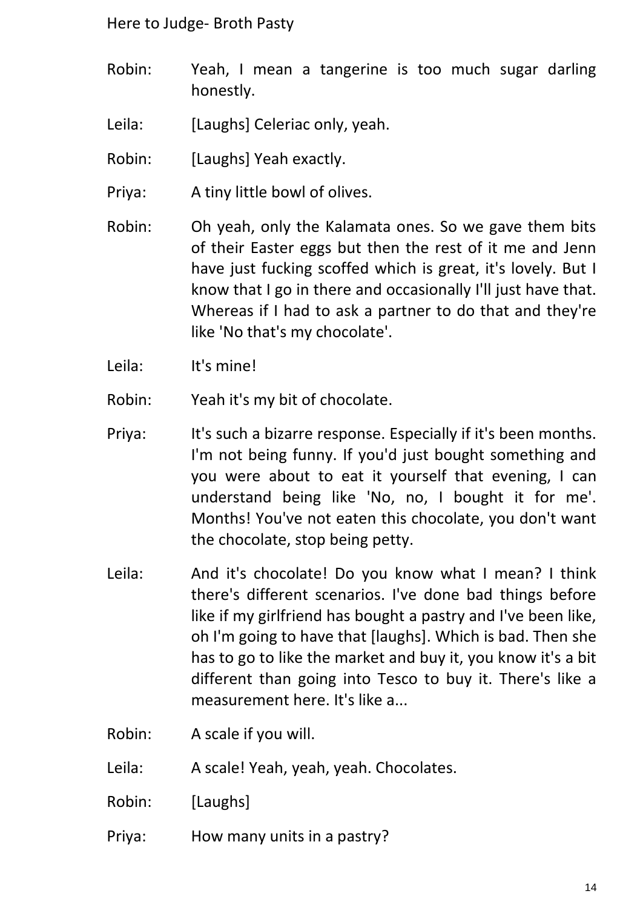Robin: Yeah, I mean a tangerine is too much sugar darling honestly.

Leila: [Laughs] Celeriac only, yeah.

Robin: [Laughs] Yeah exactly.

Priya: A tiny little bowl of olives.

Robin: Oh yeah, only the Kalamata ones. So we gave them bits of their Easter eggs but then the rest of it me and Jenn have just fucking scoffed which is great, it's lovely. But I know that I go in there and occasionally I'll just have that. Whereas if I had to ask a partner to do that and they're like 'No that's my chocolate'.

Leila: It's mine!

Robin: Yeah it's my bit of chocolate.

Priya: It's such a bizarre response. Especially if it's been months. I'm not being funny. If you'd just bought something and you were about to eat it yourself that evening, I can understand being like 'No, no, I bought it for me'. Months! You've not eaten this chocolate, you don't want the chocolate, stop being petty.

Leila: And it's chocolate! Do you know what I mean? I think there's different scenarios. I've done bad things before like if my girlfriend has bought a pastry and I've been like, oh I'm going to have that [laughs]. Which is bad. Then she has to go to like the market and buy it, you know it's a bit different than going into Tesco to buy it. There's like a measurement here. It's like a...

Robin: A scale if you will.

Leila: A scale! Yeah, yeah, yeah. Chocolates.

Robin: [Laughs]

Priya: How many units in a pastry?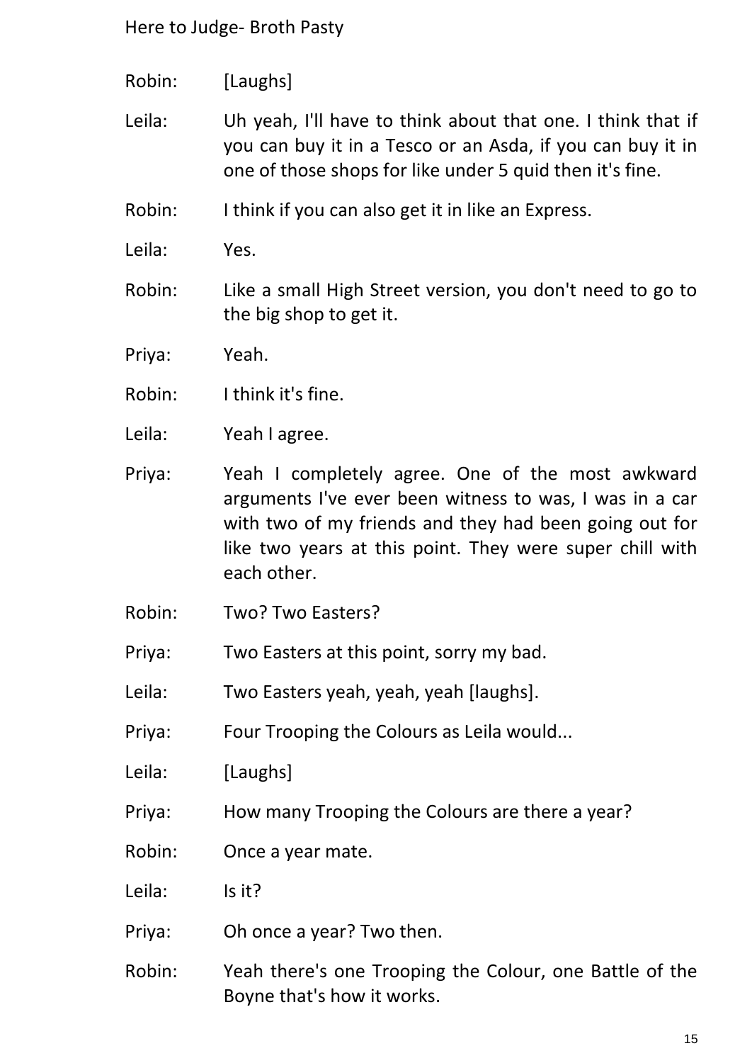Robin: [Laughs]

Leila: Uh yeah, I'll have to think about that one. I think that if you can buy it in a Tesco or an Asda, if you can buy it in one of those shops for like under 5 quid then it's fine.

Robin: I think if you can also get it in like an Express.

Leila: Yes.

Robin: Like a small High Street version, you don't need to go to the big shop to get it.

Priya: Yeah.

Robin: I think it's fine.

Leila: Yeah I agree.

Priya: Yeah I completely agree. One of the most awkward arguments I've ever been witness to was, I was in a car with two of my friends and they had been going out for like two years at this point. They were super chill with each other.

Robin: Two? Two Easters?

Priya: Two Easters at this point, sorry my bad.

Leila: Two Easters yeah, yeah, yeah [laughs].

Priya: Four Trooping the Colours as Leila would...

Leila: [Laughs]

Priya: How many Trooping the Colours are there a year?

Robin: Once a year mate.

Leila: Is it?

Priya: Oh once a year? Two then.

Robin: Yeah there's one Trooping the Colour, one Battle of the Boyne that's how it works.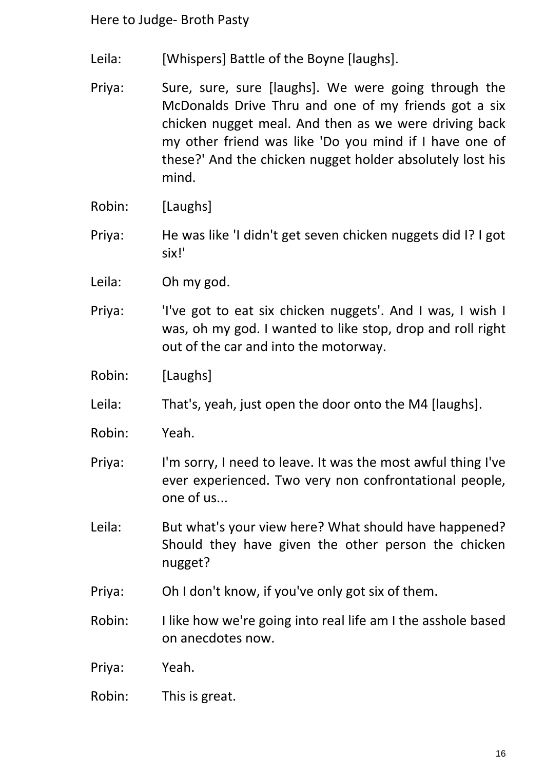Leila: [Whispers] Battle of the Boyne [laughs].

Priya: Sure, sure, sure [laughs]. We were going through the McDonalds Drive Thru and one of my friends got a six chicken nugget meal. And then as we were driving back my other friend was like 'Do you mind if I have one of these?' And the chicken nugget holder absolutely lost his mind.

Robin: [Laughs]

Priya: He was like 'I didn't get seven chicken nuggets did I? I got six!'

Leila: Oh my god.

Priya: 'I've got to eat six chicken nuggets'. And I was, I wish I was, oh my god. I wanted to like stop, drop and roll right out of the car and into the motorway.

Robin: [Laughs]

Leila: That's, yeah, just open the door onto the M4 [laughs].

Robin: Yeah.

Priya: I'm sorry, I need to leave. It was the most awful thing I've ever experienced. Two very non confrontational people, one of us...

Leila: But what's your view here? What should have happened? Should they have given the other person the chicken nugget?

Priya: Oh I don't know, if you've only got six of them.

Robin: I like how we're going into real life am I the asshole based on anecdotes now.

Priya: Yeah.

Robin: This is great.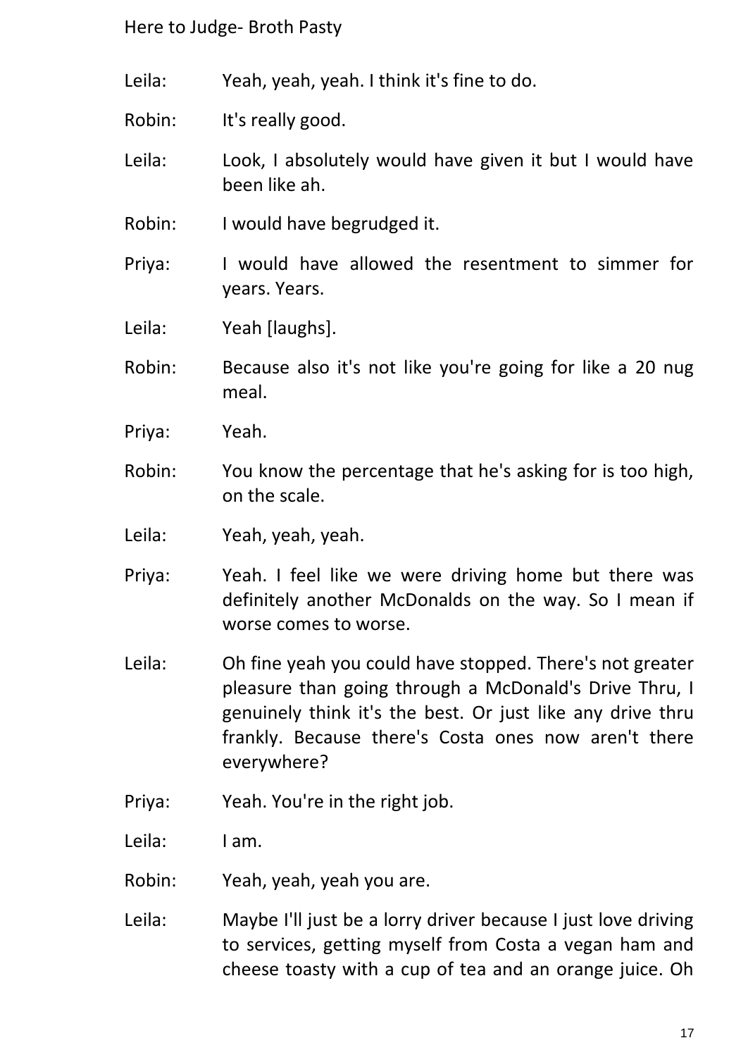Leila: Yeah, yeah, yeah. I think it's fine to do.

Robin: It's really good.

Leila: Look, I absolutely would have given it but I would have been like ah.

Robin: I would have begrudged it.

Priya: I would have allowed the resentment to simmer for years. Years.

Leila: Yeah [laughs].

Robin: Because also it's not like you're going for like a 20 nug meal.

Priya: Yeah.

Robin: You know the percentage that he's asking for is too high, on the scale.

Leila: Yeah, yeah, yeah.

Priya: Yeah. I feel like we were driving home but there was definitely another McDonalds on the way. So I mean if worse comes to worse.

Leila: Oh fine yeah you could have stopped. There's not greater pleasure than going through a McDonald's Drive Thru, I genuinely think it's the best. Or just like any drive thru frankly. Because there's Costa ones now aren't there everywhere?

Priya: Yeah. You're in the right job.

Leila: I am.

Robin: Yeah, yeah, yeah you are.

Leila: Maybe I'll just be a lorry driver because I just love driving to services, getting myself from Costa a vegan ham and cheese toasty with a cup of tea and an orange juice. Oh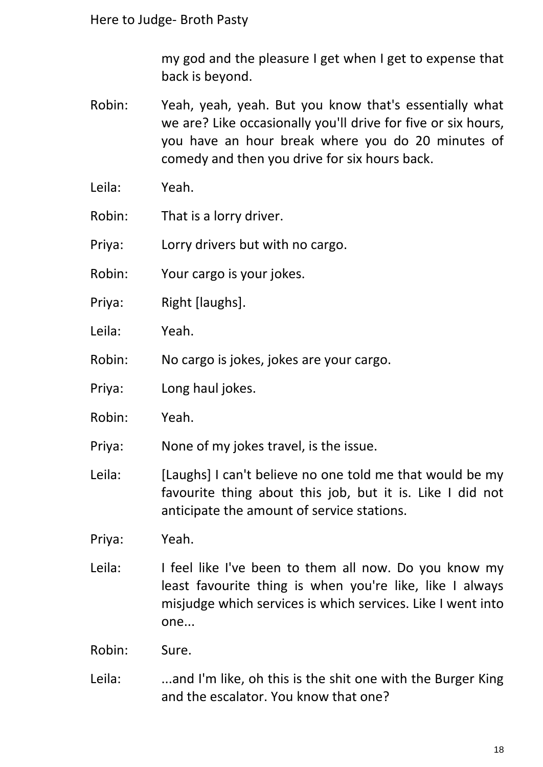my god and the pleasure I get when I get to expense that back is beyond.

Robin: Yeah, yeah, yeah. But you know that's essentially what we are? Like occasionally you'll drive for five or six hours, you have an hour break where you do 20 minutes of comedy and then you drive for six hours back.

Leila: Yeah.

Robin: That is a lorry driver.

Priya: Lorry drivers but with no cargo.

Robin: Your cargo is your jokes.

Priya: Right [laughs].

Leila: Yeah.

Robin: No cargo is jokes, jokes are your cargo.

Priya: Long haul jokes.

Robin: Yeah.

Priya: None of my jokes travel, is the issue.

Leila: [Laughs] I can't believe no one told me that would be my favourite thing about this job, but it is. Like I did not anticipate the amount of service stations.

Priya: Yeah.

Leila: I feel like I've been to them all now. Do you know my least favourite thing is when you're like, like I always misjudge which services is which services. Like I went into one...

Robin: Sure.

Leila: ...and I'm like, oh this is the shit one with the Burger King and the escalator. You know that one?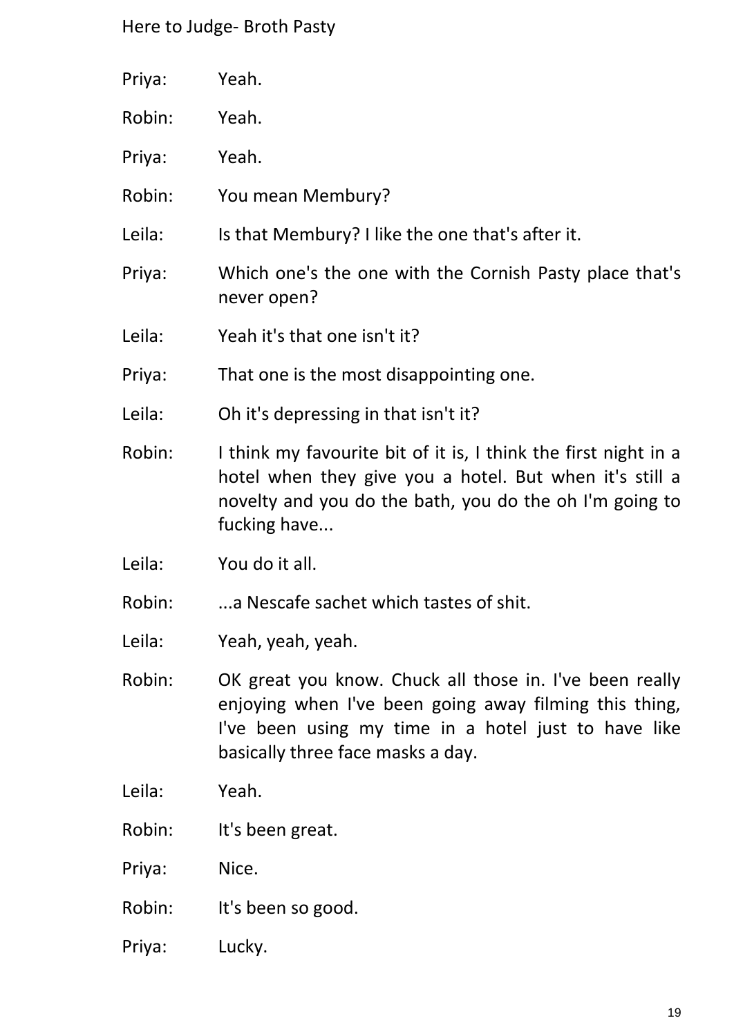Priya: Yeah.

Robin: Yeah.

Priya: Yeah.

Robin: You mean Membury?

Leila: Is that Membury? I like the one that's after it.

Priya: Which one's the one with the Cornish Pasty place that's never open?

Leila: Yeah it's that one isn't it?

Priya: That one is the most disappointing one.

Leila: Oh it's depressing in that isn't it?

Robin: I think my favourite bit of it is, I think the first night in a hotel when they give you a hotel. But when it's still a novelty and you do the bath, you do the oh I'm going to fucking have...

Leila: You do it all.

Robin: ...a Nescafe sachet which tastes of shit.

Leila: Yeah, yeah, yeah.

Robin: OK great you know. Chuck all those in. I've been really enjoying when I've been going away filming this thing, I've been using my time in a hotel just to have like basically three face masks a day.

Leila: Yeah.

Robin: It's been great.

Priya: Nice.

Robin: It's been so good.

Priya: Lucky.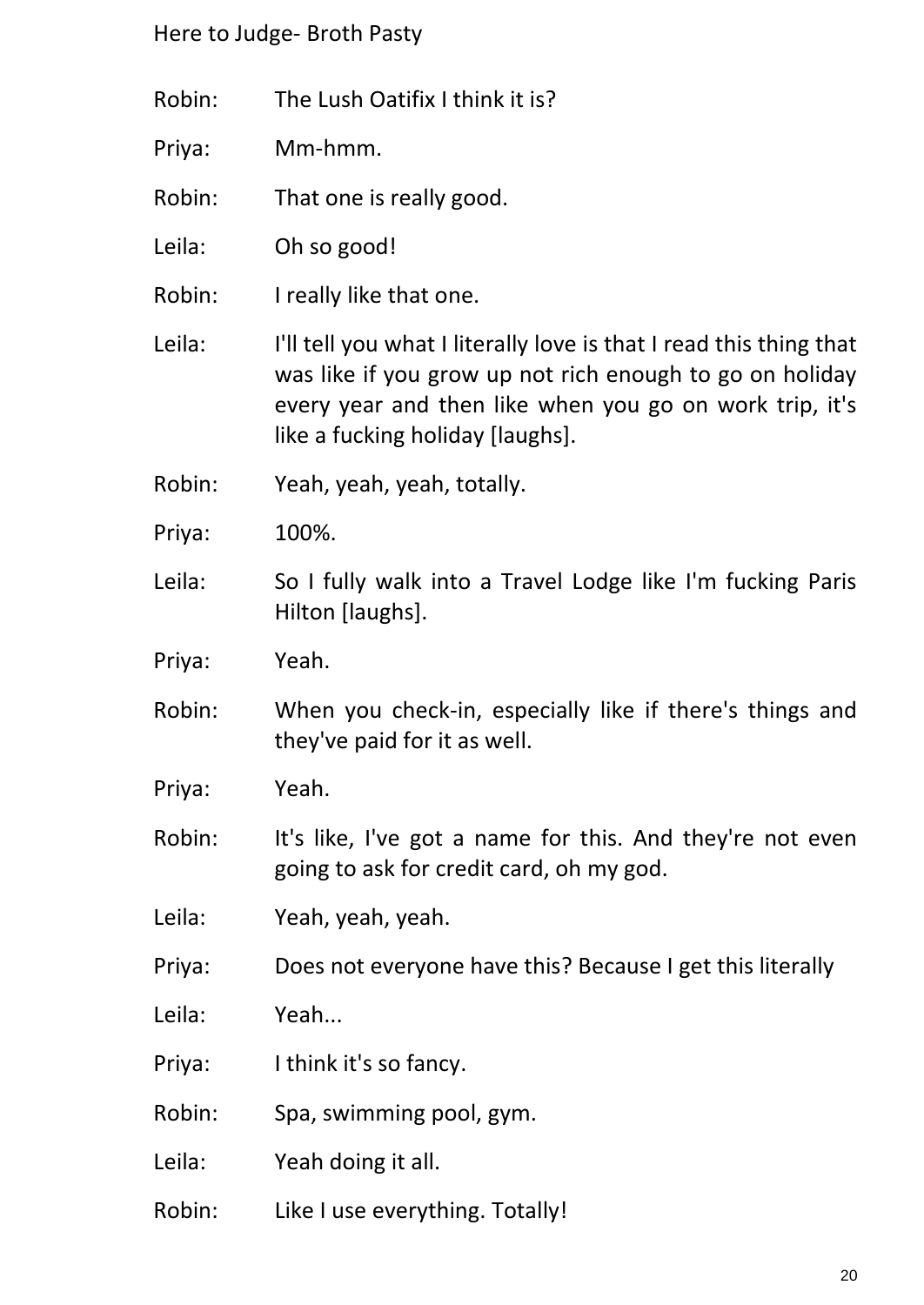Robin: The Lush Oatifix I think it is?

Priya: Mm-hmm.

Robin: That one is really good.

Leila: Oh so good!

Robin: I really like that one.

Leila: I'll tell you what I literally love is that I read this thing that was like if you grow up not rich enough to go on holiday every year and then like when you go on work trip, it's like a fucking holiday [laughs].

Robin: Yeah, yeah, yeah, totally.

Priya: 100%.

Leila: So I fully walk into a Travel Lodge like I'm fucking Paris Hilton [laughs].

Priya: Yeah.

Robin: When you check-in, especially like if there's things and they've paid for it as well.

Priya: Yeah.

Robin: It's like, I've got a name for this. And they're not even going to ask for credit card, oh my god.

Leila: Yeah, yeah, yeah.

Priya: Does not everyone have this? Because I get this literally

Leila: Yeah...

Priya: I think it's so fancy.

Robin: Spa, swimming pool, gym.

Leila: Yeah doing it all.

Robin: Like I use everything. Totally!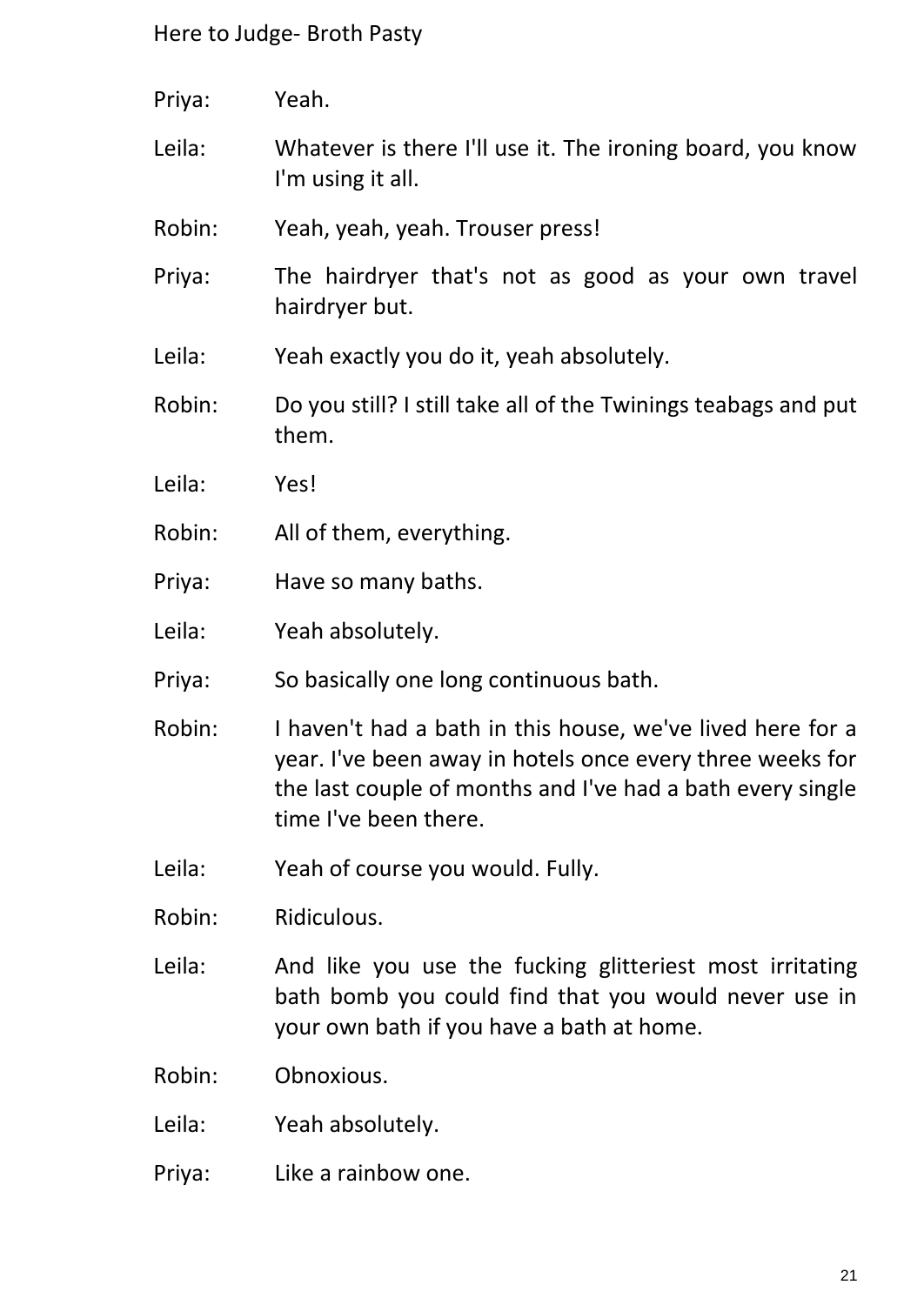Priya: Yeah.

Leila: Whatever is there I'll use it. The ironing board, you know I'm using it all.

Robin: Yeah, yeah, yeah. Trouser press!

Priya: The hairdryer that's not as good as your own travel hairdryer but.

Leila: Yeah exactly you do it, yeah absolutely.

Robin: Do you still? I still take all of the Twinings teabags and put them.

Leila: Yes!

Robin: All of them, everything.

Priya: Have so many baths.

Leila: Yeah absolutely.

Priya: So basically one long continuous bath.

Robin: I haven't had a bath in this house, we've lived here for a year. I've been away in hotels once every three weeks for the last couple of months and I've had a bath every single time I've been there.

Leila: Yeah of course you would. Fully.

Robin: Ridiculous.

Leila: And like you use the fucking glitteriest most irritating bath bomb you could find that you would never use in your own bath if you have a bath at home.

Robin: Obnoxious.

Leila: Yeah absolutely.

Priya: Like a rainbow one.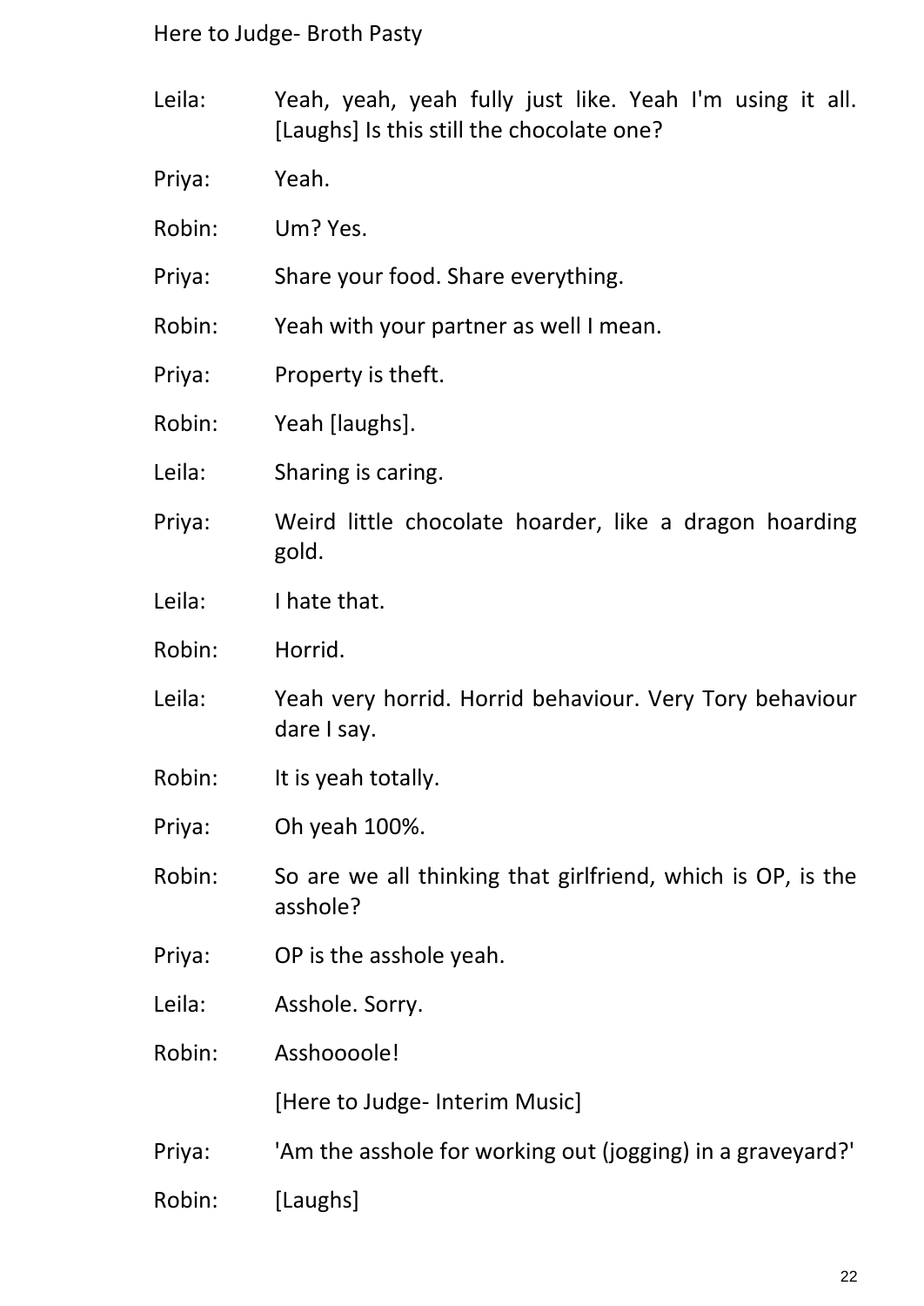Leila: Yeah, yeah, yeah fully just like. Yeah I'm using it all. [Laughs] Is this still the chocolate one?

Priya: Yeah.

Robin: Um? Yes.

Priya: Share your food. Share everything.

Robin: Yeah with your partner as well I mean.

Priya: Property is theft.

Robin: Yeah [laughs].

Leila: Sharing is caring.

Priya: Weird little chocolate hoarder, like a dragon hoarding gold.

Leila: I hate that.

Robin: Horrid.

Leila: Yeah very horrid. Horrid behaviour. Very Tory behaviour dare I say.

Robin: It is yeah totally.

Priya: Oh yeah 100%.

Robin: So are we all thinking that girlfriend, which is OP, is the asshole?

Priya: OP is the asshole yeah.

Leila: Asshole. Sorry.

Robin: Asshoooole!

[Here to Judge- Interim Music]

Priya: 'Am the asshole for working out (jogging) in a graveyard?'

Robin: [Laughs]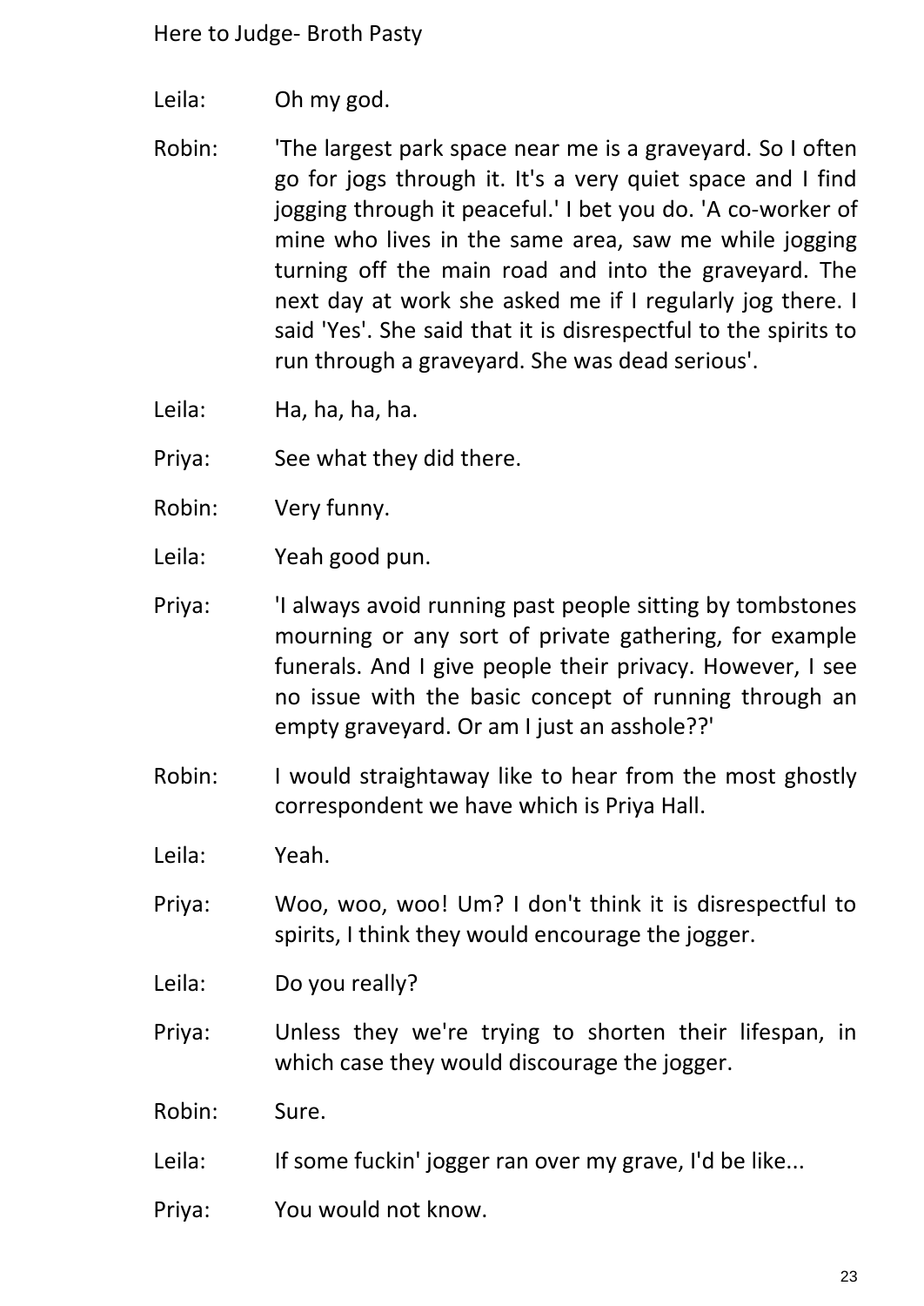Leila: Oh my god.

Robin: 'The largest park space near me is a graveyard. So I often go for jogs through it. It's a very quiet space and I find jogging through it peaceful.' I bet you do. 'A co-worker of mine who lives in the same area, saw me while jogging turning off the main road and into the graveyard. The next day at work she asked me if I regularly jog there. I said 'Yes'. She said that it is disrespectful to the spirits to run through a graveyard. She was dead serious'.

Leila: Ha, ha, ha, ha.

Priya: See what they did there.

Robin: Very funny.

Leila: Yeah good pun.

Priya: 'I always avoid running past people sitting by tombstones mourning or any sort of private gathering, for example funerals. And I give people their privacy. However, I see no issue with the basic concept of running through an empty graveyard. Or am I just an asshole??'

Robin: I would straightaway like to hear from the most ghostly correspondent we have which is Priya Hall.

Leila: Yeah.

Priya: Woo, woo, woo! Um? I don't think it is disrespectful to spirits, I think they would encourage the jogger.

Leila: Do you really?

Priya: Unless they we're trying to shorten their lifespan, in which case they would discourage the jogger.

Robin: Sure.

Leila: If some fuckin' jogger ran over my grave, I'd be like...

Priya: You would not know.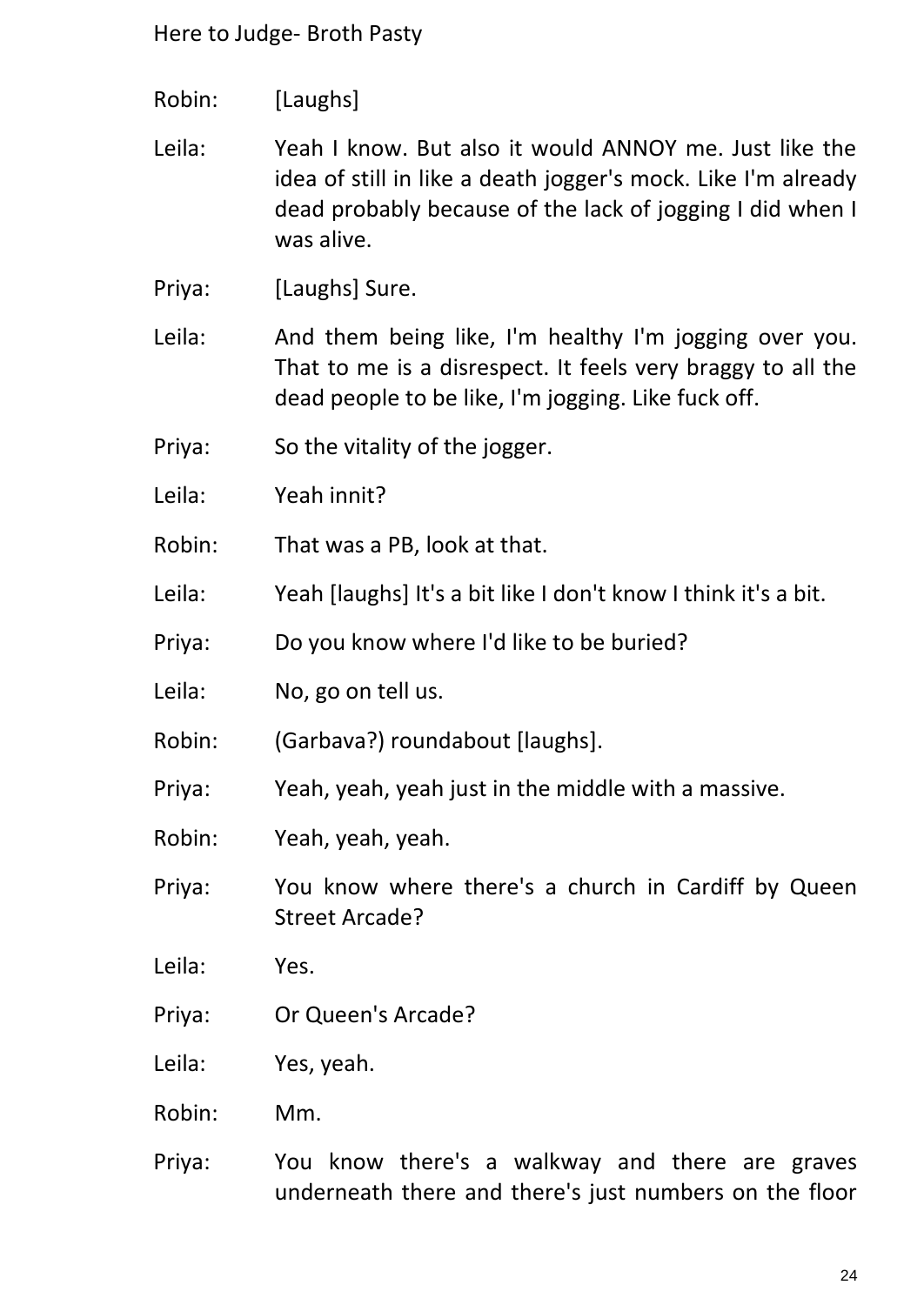Robin: [Laughs]

Leila: Yeah I know. But also it would ANNOY me. Just like the idea of still in like a death jogger's mock. Like I'm already dead probably because of the lack of jogging I did when I was alive.

Priya: [Laughs] Sure.

Leila: And them being like, I'm healthy I'm jogging over you. That to me is a disrespect. It feels very braggy to all the dead people to be like, I'm jogging. Like fuck off.

Priya: So the vitality of the jogger.

Leila: Yeah innit?

Robin: That was a PB, look at that.

Leila: Yeah [laughs] It's a bit like I don't know I think it's a bit.

Priya: Do you know where I'd like to be buried?

Leila: No, go on tell us.

Robin: (Garbava?) roundabout [laughs].

Priya: Yeah, yeah, yeah just in the middle with a massive.

Robin: Yeah, yeah, yeah.

Priya: You know where there's a church in Cardiff by Queen Street Arcade?

Leila: Yes.

Priya: Or Queen's Arcade?

Leila: Yes, yeah.

Robin: Mm.

Priya: You know there's a walkway and there are graves underneath there and there's just numbers on the floor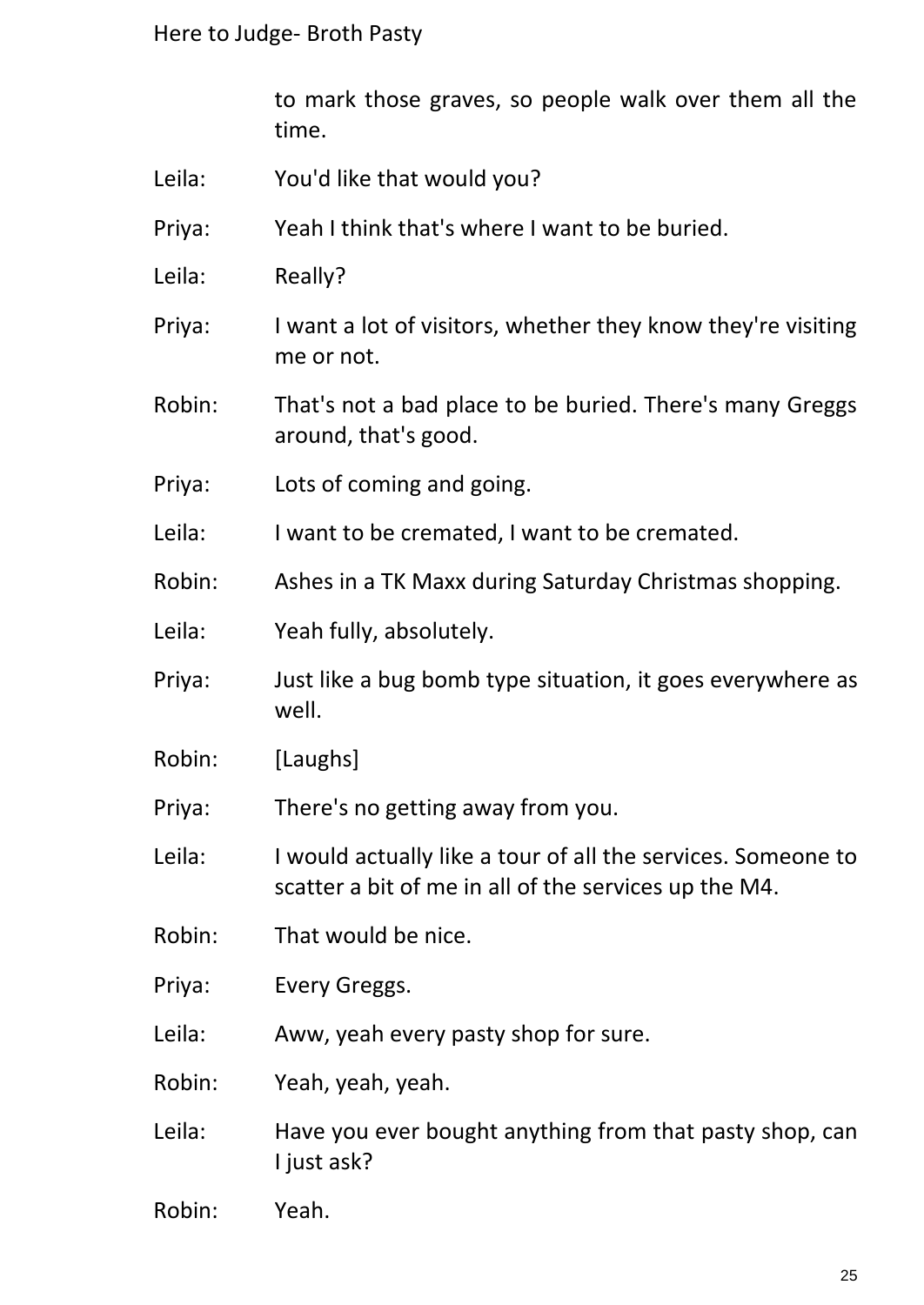to mark those graves, so people walk over them all the time.

Leila: You'd like that would you?

Priya: Yeah I think that's where I want to be buried.

Leila: Really?

Priya: I want a lot of visitors, whether they know they're visiting me or not.

Robin: That's not a bad place to be buried. There's many Greggs around, that's good.

Priya: Lots of coming and going.

Leila: I want to be cremated, I want to be cremated.

Robin: Ashes in a TK Maxx during Saturday Christmas shopping.

Leila: Yeah fully, absolutely.

Priya: Just like a bug bomb type situation, it goes everywhere as well.

Robin: [Laughs]

Priya: There's no getting away from you.

Leila: I would actually like a tour of all the services. Someone to scatter a bit of me in all of the services up the M4.

Robin: That would be nice.

Priya: Every Greggs.

Leila: Aww, yeah every pasty shop for sure.

Robin: Yeah, yeah, yeah.

Leila: Have you ever bought anything from that pasty shop, can I just ask?

Robin: Yeah.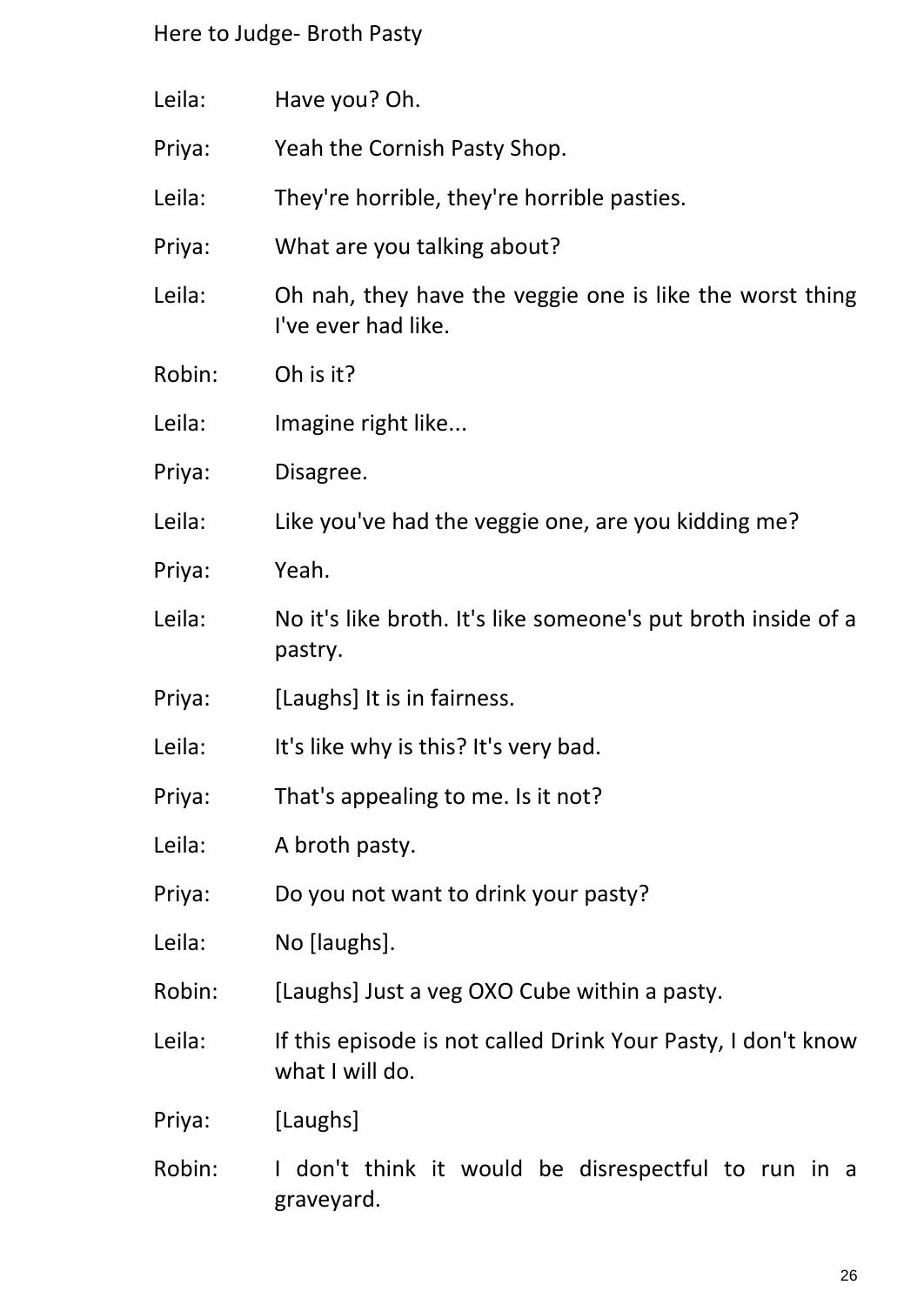Leila: Have you? Oh.

Priya: Yeah the Cornish Pasty Shop.

Leila: They're horrible, they're horrible pasties.

Priya: What are you talking about?

Leila: Oh nah, they have the veggie one is like the worst thing I've ever had like.

Robin: Oh is it?

Leila: Imagine right like...

Priya: Disagree.

Leila: Like you've had the veggie one, are you kidding me?

Priya: Yeah.

Leila: No it's like broth. It's like someone's put broth inside of a pastry.

Priya: [Laughs] It is in fairness.

Leila: It's like why is this? It's very bad.

Priya: That's appealing to me. Is it not?

Leila: A broth pasty.

Priya: Do you not want to drink your pasty?

Leila: No [laughs].

Robin: [Laughs] Just a veg OXO Cube within a pasty.

Leila: If this episode is not called Drink Your Pasty, I don't know what I will do.

Priya: [Laughs]

Robin: I don't think it would be disrespectful to run in a graveyard.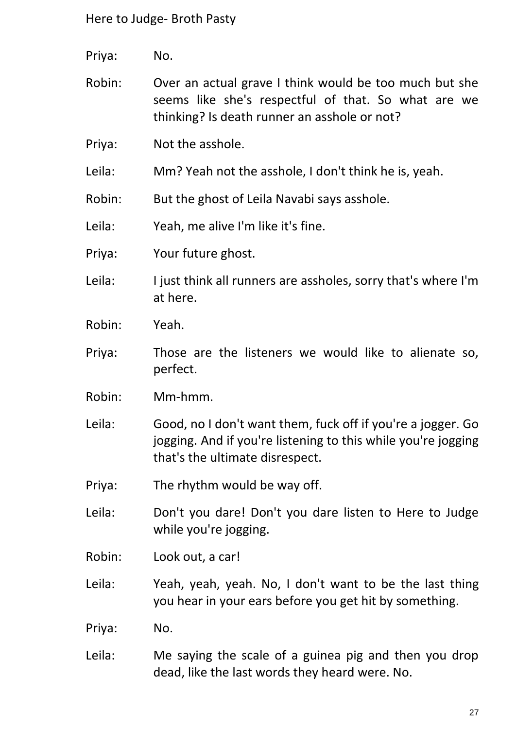Priya: No.

Robin: Over an actual grave I think would be too much but she seems like she's respectful of that. So what are we thinking? Is death runner an asshole or not?

Priya: Not the asshole.

Leila: Mm? Yeah not the asshole, I don't think he is, yeah.

Robin: But the ghost of Leila Navabi says asshole.

Leila: Yeah, me alive I'm like it's fine.

Priya: Your future ghost.

Leila: I just think all runners are assholes, sorry that's where I'm at here.

Robin: Yeah.

Priya: Those are the listeners we would like to alienate so, perfect.

Robin: Mm-hmm.

Leila: Good, no I don't want them, fuck off if you're a jogger. Go jogging. And if you're listening to this while you're jogging that's the ultimate disrespect.

Priya: The rhythm would be way off.

Leila: Don't you dare! Don't you dare listen to Here to Judge while you're jogging.

Robin: Look out, a car!

Leila: Yeah, yeah, yeah. No, I don't want to be the last thing you hear in your ears before you get hit by something.

Priya: No.

Leila: Me saying the scale of a guinea pig and then you drop dead, like the last words they heard were. No.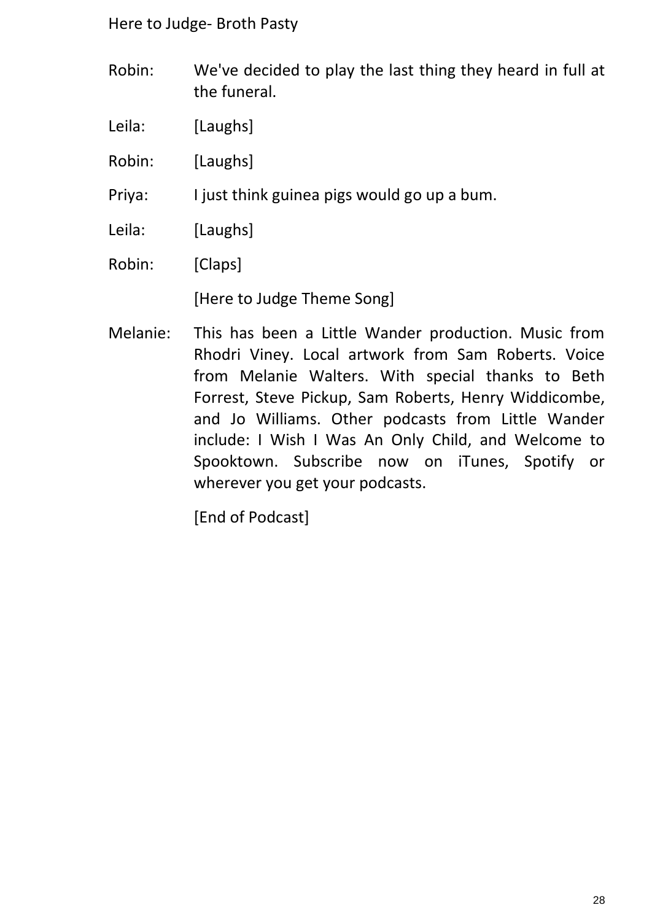Robin: We've decided to play the last thing they heard in full at the funeral.

Leila: [Laughs]

Robin: [Laughs]

Priya: I just think guinea pigs would go up a bum.

Leila: [Laughs]

Robin: [Claps]

[Here to Judge Theme Song]

Melanie: This has been a Little Wander production. Music from Rhodri Viney. Local artwork from Sam Roberts. Voice from Melanie Walters. With special thanks to Beth Forrest, Steve Pickup, Sam Roberts, Henry Widdicombe, and Jo Williams. Other podcasts from Little Wander include: I Wish I Was An Only Child, and Welcome to Spooktown. Subscribe now on iTunes, Spotify or wherever you get your podcasts.

[End of Podcast]